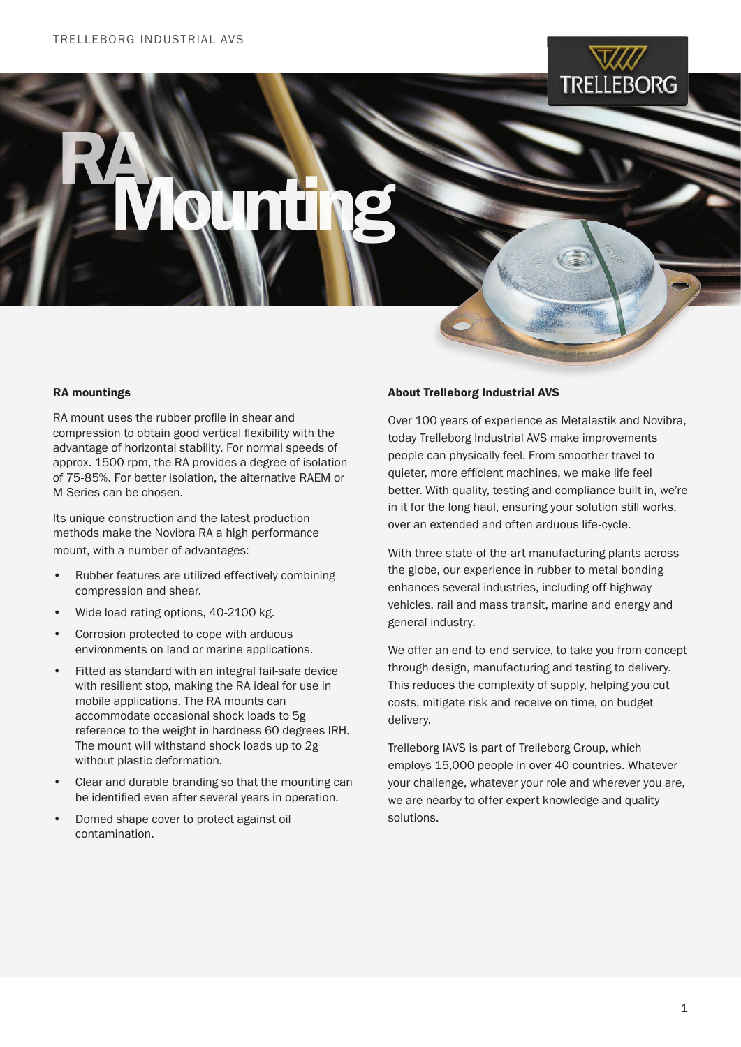# RA Mounting

### RA mountings

RA mount uses the rubber profile in shear and compression to obtain good vertical flexibility with the advantage of horizontal stability. For normal speeds of approx. 1500 rpm, the RA provides a degree of isolation of 75-85%. For better isolation, the alternative RAEM or M-Series can be chosen.

Its unique construction and the latest production methods make the Novibra RA a high performance mount, with a number of advantages:

- Rubber features are utilized effectively combining compression and shear.
- Wide load rating options, 40-2100 kg.
- Corrosion protected to cope with arduous environments on land or marine applications.
- Fitted as standard with an integral fail-safe device with resilient stop, making the RA ideal for use in mobile applications. The RA mounts can accommodate occasional shock loads to 5g reference to the weight in hardness 60 degrees IRH. The mount will withstand shock loads up to 2g without plastic deformation.
- Clear and durable branding so that the mounting can be identified even after several years in operation.
- Domed shape cover to protect against oil contamination.

### About Trelleborg Industrial AVS

Over 100 years of experience as Metalastik and Novibra, today Trelleborg Industrial AVS make improvements people can physically feel. From smoother travel to quieter, more efficient machines, we make life feel better. With quality, testing and compliance built in, we're in it for the long haul, ensuring your solution still works, over an extended and often arduous life-cycle.

With three state-of-the-art manufacturing plants across the globe, our experience in rubber to metal bonding enhances several industries, including off-highway vehicles, rail and mass transit, marine and energy and general industry.

We offer an end-to-end service, to take you from concept through design, manufacturing and testing to delivery. This reduces the complexity of supply, helping you cut costs, mitigate risk and receive on time, on budget delivery.

Trelleborg IAVS is part of Trelleborg Group, which employs 15,000 people in over 40 countries. Whatever your challenge, whatever your role and wherever you are, we are nearby to offer expert knowledge and quality solutions.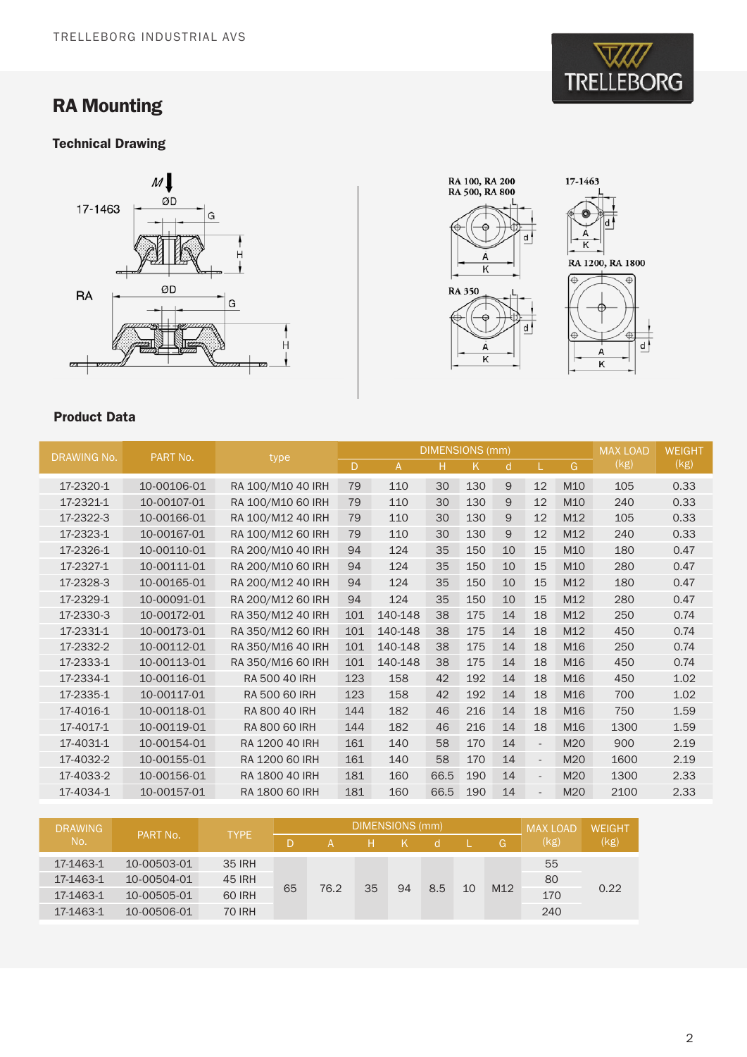## RA Mounting

### Technical Drawing

### Product Data

| DRAWING No. | PART No. | type | DIMENSIONS (mm) | | | | | | | MAX LOAD (kg) | WEIGHT (kg) |
|---|---|---|---|---|---|---|---|---|---|---|---|
| | | | D | A | H | K | d | L | G | | |
| 17-2320-1 | 10-00106-01 | RA 100/M10 40 IRH | 79 | 110 | 30 | 130 | 9 | 12 | M10 | 105 | 0.33 |
| 17-2321-1 | 10-00107-01 | RA 100/M10 60 IRH | 79 | 110 | 30 | 130 | 9 | 12 | M10 | 240 | 0.33 |
| 17-2322-3 | 10-00166-01 | RA 100/M12 40 IRH | 79 | 110 | 30 | 130 | 9 | 12 | M12 | 105 | 0.33 |
| 17-2323-1 | 10-00167-01 | RA 100/M12 60 IRH | 79 | 110 | 30 | 130 | 9 | 12 | M12 | 240 | 0.33 |
| 17-2326-1 | 10-00110-01 | RA 200/M10 40 IRH | 94 | 124 | 35 | 150 | 10 | 15 | M10 | 180 | 0.47 |
| 17-2327-1 | 10-00111-01 | RA 200/M10 60 IRH | 94 | 124 | 35 | 150 | 10 | 15 | M10 | 280 | 0.47 |
| 17-2328-3 | 10-00165-01 | RA 200/M12 40 IRH | 94 | 124 | 35 | 150 | 10 | 15 | M12 | 180 | 0.47 |
| 17-2329-1 | 10-00091-01 | RA 200/M12 60 IRH | 94 | 124 | 35 | 150 | 10 | 15 | M12 | 280 | 0.47 |
| 17-2330-3 | 10-00172-01 | RA 350/M12 40 IRH | 101 | 140-148 | 38 | 175 | 14 | 18 | M12 | 250 | 0.74 |
| 17-2331-1 | 10-00173-01 | RA 350/M12 60 IRH | 101 | 140-148 | 38 | 175 | 14 | 18 | M12 | 450 | 0.74 |
| 17-2332-2 | 10-00112-01 | RA 350/M16 40 IRH | 101 | 140-148 | 38 | 175 | 14 | 18 | M16 | 250 | 0.74 |
| 17-2333-1 | 10-00113-01 | RA 350/M16 60 IRH | 101 | 140-148 | 38 | 175 | 14 | 18 | M16 | 450 | 0.74 |
| 17-2334-1 | 10-00116-01 | RA 500 40 IRH | 123 | 158 | 42 | 192 | 14 | 18 | M16 | 450 | 1.02 |
| 17-2335-1 | 10-00117-01 | RA 500 60 IRH | 123 | 158 | 42 | 192 | 14 | 18 | M16 | 700 | 1.02 |
| 17-4016-1 | 10-00118-01 | RA 800 40 IRH | 144 | 182 | 46 | 216 | 14 | 18 | M16 | 750 | 1.59 |
| 17-4017-1 | 10-00119-01 | RA 800 60 IRH | 144 | 182 | 46 | 216 | 14 | 18 | M16 | 1300 | 1.59 |
| 17-4031-1 | 10-00154-01 | RA 1200 40 IRH | 161 | 140 | 58 | 170 | 14 | - | M20 | 900 | 2.19 |
| 17-4032-2 | 10-00155-01 | RA 1200 60 IRH | 161 | 140 | 58 | 170 | 14 | - | M20 | 1600 | 2.19 |
| 17-4033-2 | 10-00156-01 | RA 1800 40 IRH | 181 | 160 | 66.5 | 190 | 14 | - | M20 | 1300 | 2.33 |
| 17-4034-1 | 10-00157-01 | RA 1800 60 IRH | 181 | 160 | 66.5 | 190 | 14 | - | M20 | 2100 | 2.33 |

| DRAWING No. | PART No. | TYPE | DIMENSIONS (mm) | | | | | | | MAX LOAD (kg) | WEIGHT (kg) |
|---|---|---|---|---|---|---|---|---|---|---|---|
| | | | D | A | H | K | d | L | G | | |
| 17-1463-1 | 10-00503-01 | 35 IRH | 65 | 76.2 | 35 | 94 | 8.5 | 10 | M12 | 55 | 0.22 |
| 17-1463-1 | 10-00504-01 | 45 IRH | 65 | 76.2 | 35 | 94 | 8.5 | 10 | M12 | 80 | 0.22 |
| 17-1463-1 | 10-00505-01 | 60 IRH | 65 | 76.2 | 35 | 94 | 8.5 | 10 | M12 | 170 | 0.22 |
| 17-1463-1 | 10-00506-01 | 70 IRH | 65 | 76.2 | 35 | 94 | 8.5 | 10 | M12 | 240 | 0.22 |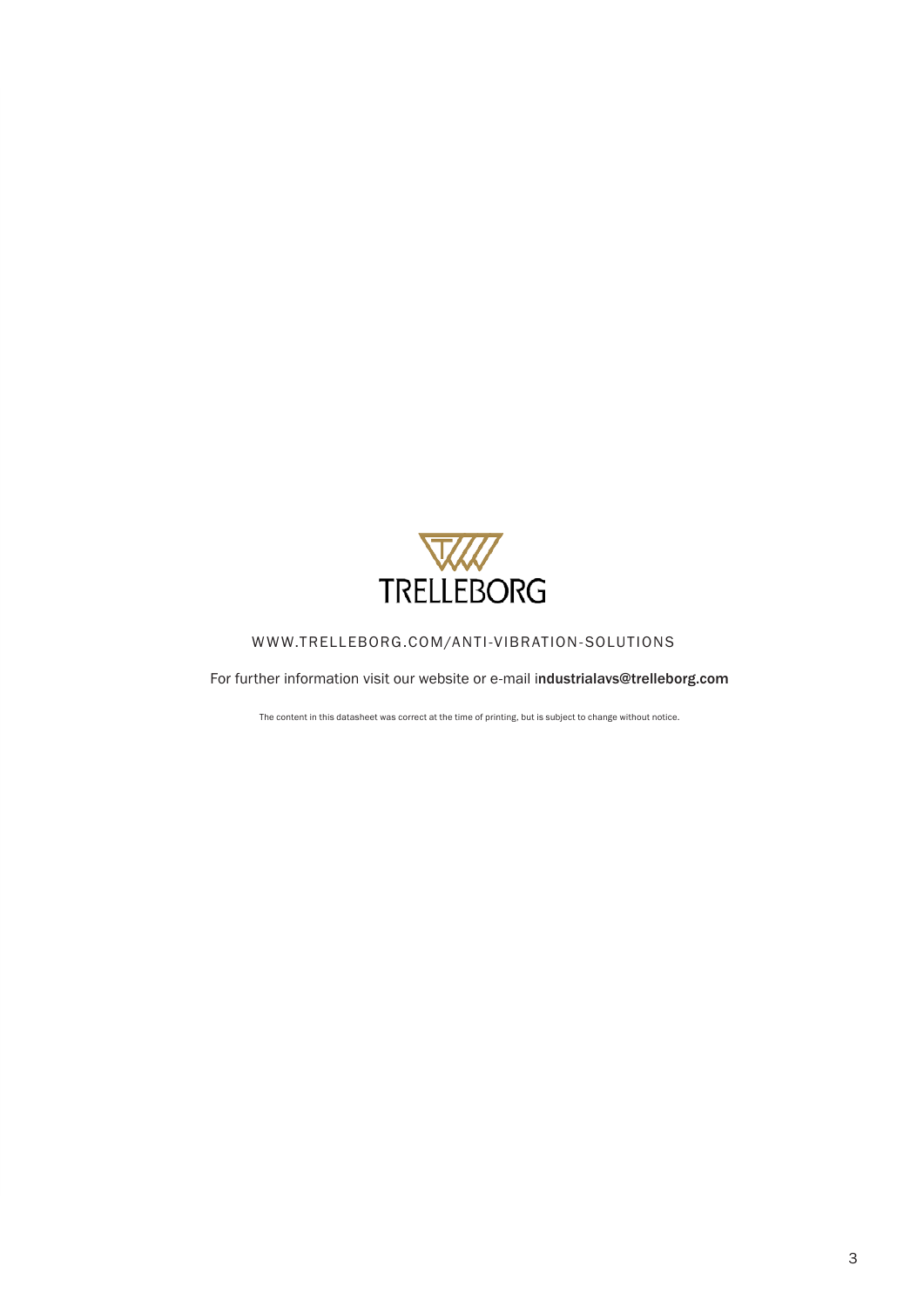TRELLEBORG

WWW.TRELLEBORG.COM/ANTI-VIBRATION-SOLUTIONS

For further information visit our website or e-mail industrialavs@trelleborg.com

The content in this datasheet was correct at the time of printing, but is subject to change without notice.